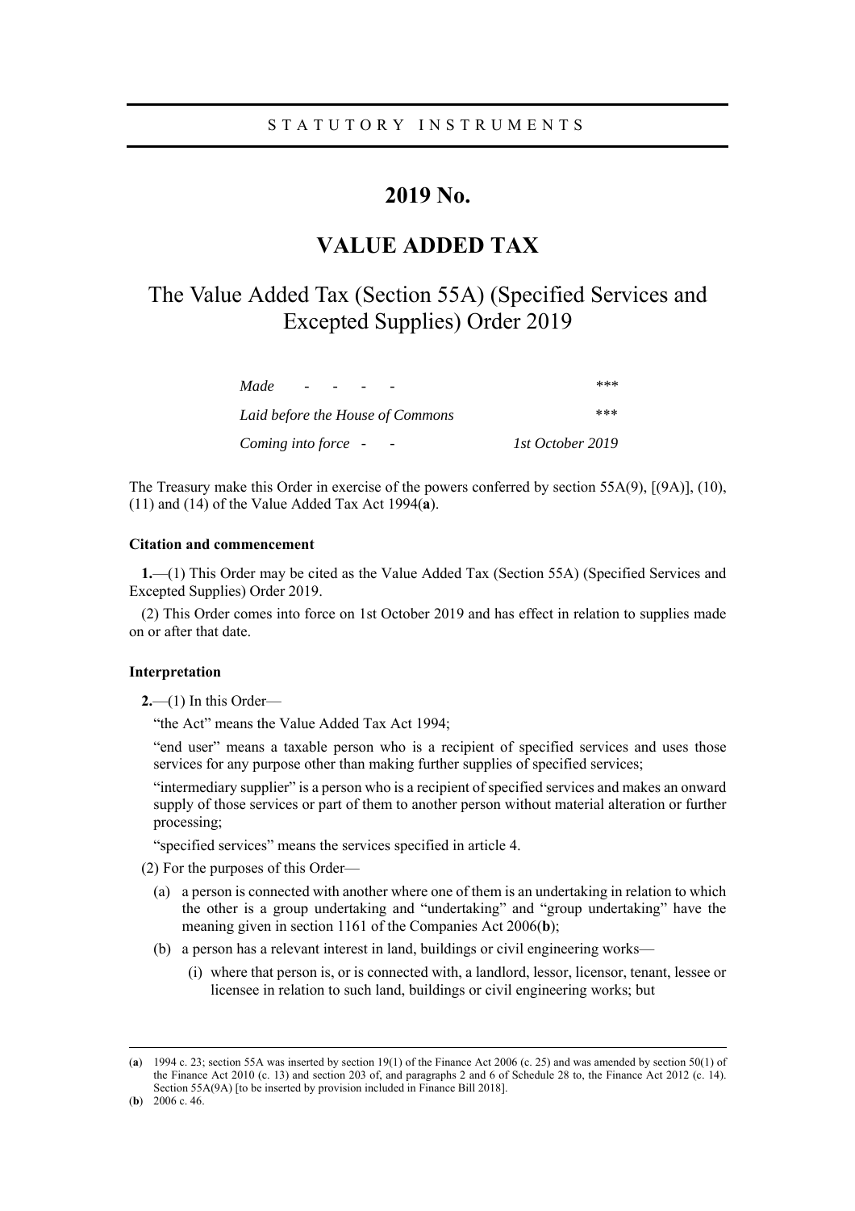STATUTORY INSTRUMENTS

# 2019 No.

# VALUE ADDED TAX

## The Value Added Tax (Section 55A) (Specified Services and Excepted Supplies) Order 2019

| | |
|---|---|
| *Made - - - -* | *\*\*\** |
| *Laid before the House of Commons* | *\*\*\** |
| *Coming into force - -* | *1st October 2019* |

The Treasury make this Order in exercise of the powers conferred by section 55A(9), [(9A)], (10), (11) and (14) of the Value Added Tax Act 1994(**a**).

**Citation and commencement**

**1.**—(1) This Order may be cited as the Value Added Tax (Section 55A) (Specified Services and Excepted Supplies) Order 2019.

(2) This Order comes into force on 1st October 2019 and has effect in relation to supplies made on or after that date.

**Interpretation**

**2.**—(1) In this Order—

"the Act" means the Value Added Tax Act 1994;

"end user" means a taxable person who is a recipient of specified services and uses those services for any purpose other than making further supplies of specified services;

"intermediary supplier" is a person who is a recipient of specified services and makes an onward supply of those services or part of them to another person without material alteration or further processing;

"specified services" means the services specified in article 4.

(2) For the purposes of this Order—

(a) a person is connected with another where one of them is an undertaking in relation to which the other is a group undertaking and "undertaking" and "group undertaking" have the meaning given in section 1161 of the Companies Act 2006(**b**);

(b) a person has a relevant interest in land, buildings or civil engineering works—

(i) where that person is, or is connected with, a landlord, lessor, licensor, tenant, lessee or licensee in relation to such land, buildings or civil engineering works; but

---

(**a**) 1994 c. 23; section 55A was inserted by section 19(1) of the Finance Act 2006 (c. 25) and was amended by section 50(1) of the Finance Act 2010 (c. 13) and section 203 of, and paragraphs 2 and 6 of Schedule 28 to, the Finance Act 2012 (c. 14). Section 55A(9A) [to be inserted by provision included in Finance Bill 2018].

(**b**) 2006 c. 46.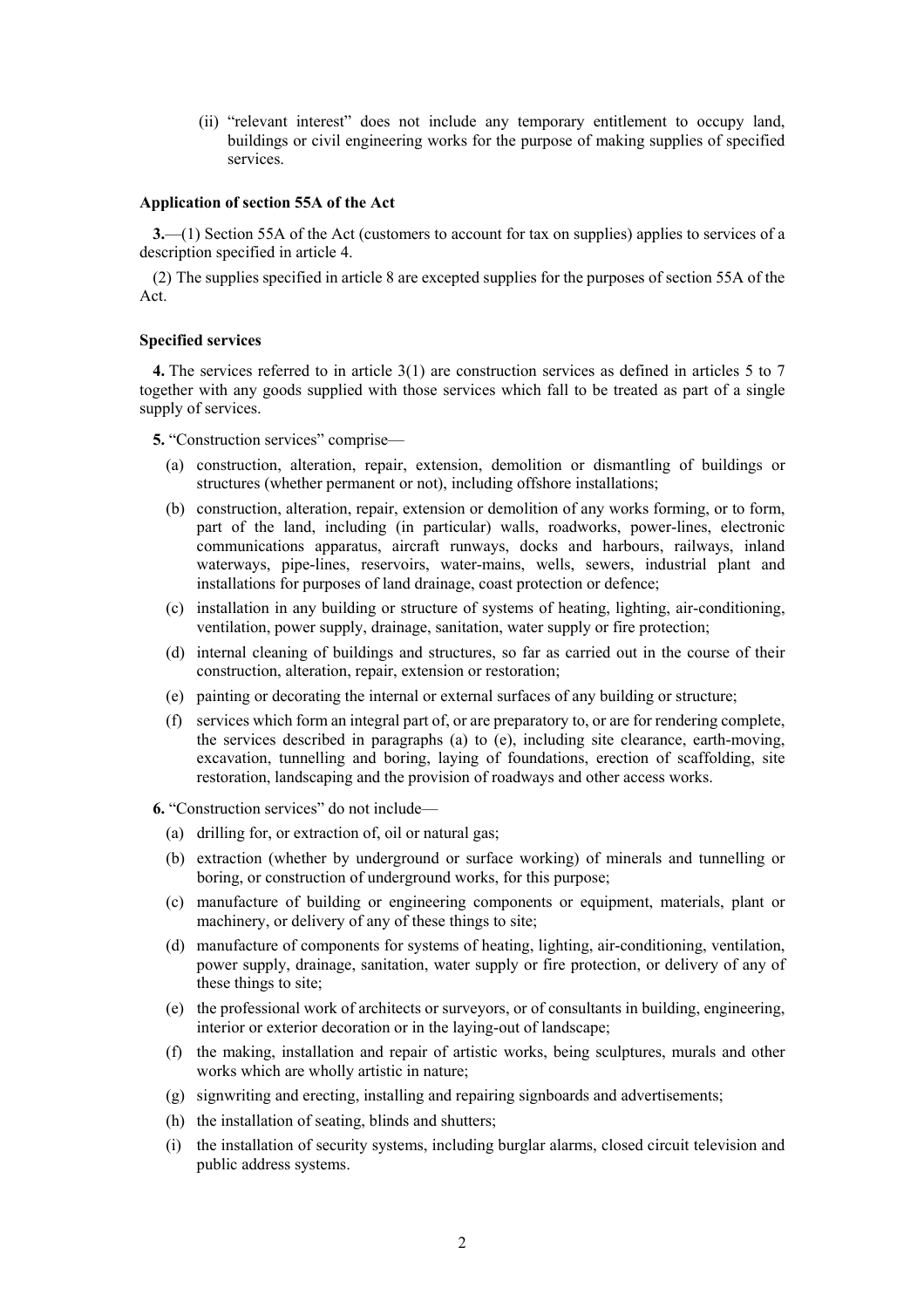(ii) "relevant interest" does not include any temporary entitlement to occupy land, buildings or civil engineering works for the purpose of making supplies of specified services.

**Application of section 55A of the Act**

**3.**—(1) Section 55A of the Act (customers to account for tax on supplies) applies to services of a description specified in article 4.

(2) The supplies specified in article 8 are excepted supplies for the purposes of section 55A of the Act.

**Specified services**

**4.** The services referred to in article 3(1) are construction services as defined in articles 5 to 7 together with any goods supplied with those services which fall to be treated as part of a single supply of services.

**5.** "Construction services" comprise—

(a) construction, alteration, repair, extension, demolition or dismantling of buildings or structures (whether permanent or not), including offshore installations;

(b) construction, alteration, repair, extension or demolition of any works forming, or to form, part of the land, including (in particular) walls, roadworks, power-lines, electronic communications apparatus, aircraft runways, docks and harbours, railways, inland waterways, pipe-lines, reservoirs, water-mains, wells, sewers, industrial plant and installations for purposes of land drainage, coast protection or defence;

(c) installation in any building or structure of systems of heating, lighting, air-conditioning, ventilation, power supply, drainage, sanitation, water supply or fire protection;

(d) internal cleaning of buildings and structures, so far as carried out in the course of their construction, alteration, repair, extension or restoration;

(e) painting or decorating the internal or external surfaces of any building or structure;

(f) services which form an integral part of, or are preparatory to, or are for rendering complete, the services described in paragraphs (a) to (e), including site clearance, earth-moving, excavation, tunnelling and boring, laying of foundations, erection of scaffolding, site restoration, landscaping and the provision of roadways and other access works.

**6.** "Construction services" do not include—

(a) drilling for, or extraction of, oil or natural gas;

(b) extraction (whether by underground or surface working) of minerals and tunnelling or boring, or construction of underground works, for this purpose;

(c) manufacture of building or engineering components or equipment, materials, plant or machinery, or delivery of any of these things to site;

(d) manufacture of components for systems of heating, lighting, air-conditioning, ventilation, power supply, drainage, sanitation, water supply or fire protection, or delivery of any of these things to site;

(e) the professional work of architects or surveyors, or of consultants in building, engineering, interior or exterior decoration or in the laying-out of landscape;

(f) the making, installation and repair of artistic works, being sculptures, murals and other works which are wholly artistic in nature;

(g) signwriting and erecting, installing and repairing signboards and advertisements;

(h) the installation of seating, blinds and shutters;

(i) the installation of security systems, including burglar alarms, closed circuit television and public address systems.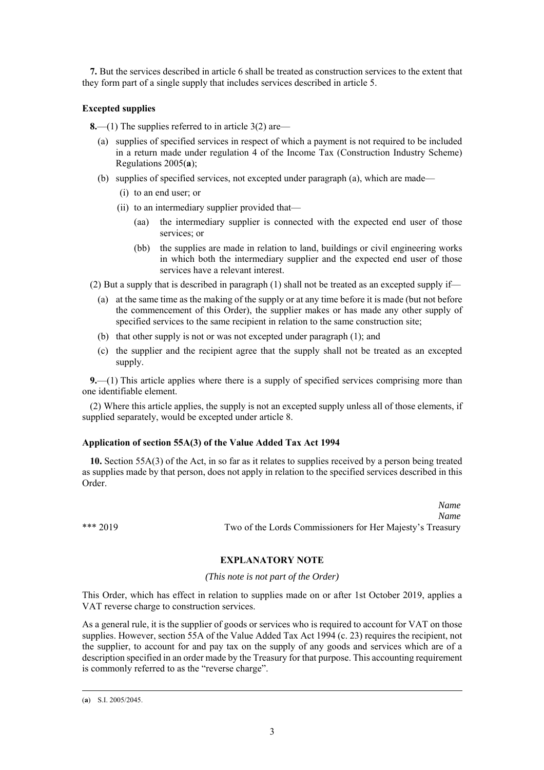**7.** But the services described in article 6 shall be treated as construction services to the extent that they form part of a single supply that includes services described in article 5.

### Excepted supplies

**8.**—(1) The supplies referred to in article 3(2) are—

- (a) supplies of specified services in respect of which a payment is not required to be included in a return made under regulation 4 of the Income Tax (Construction Industry Scheme) Regulations 2005([a]);
- (b) supplies of specified services, not excepted under paragraph (a), which are made—
  - (i) to an end user; or
  - (ii) to an intermediary supplier provided that—
    - (aa) the intermediary supplier is connected with the expected end user of those services; or
    - (bb) the supplies are made in relation to land, buildings or civil engineering works in which both the intermediary supplier and the expected end user of those services have a relevant interest.

(2) But a supply that is described in paragraph (1) shall not be treated as an excepted supply if—

- (a) at the same time as the making of the supply or at any time before it is made (but not before the commencement of this Order), the supplier makes or has made any other supply of specified services to the same recipient in relation to the same construction site;
- (b) that other supply is not or was not excepted under paragraph (1); and
- (c) the supplier and the recipient agree that the supply shall not be treated as an excepted supply.

**9.**—(1) This article applies where there is a supply of specified services comprising more than one identifiable element.

(2) Where this article applies, the supply is not an excepted supply unless all of those elements, if supplied separately, would be excepted under article 8.

### Application of section 55A(3) of the Value Added Tax Act 1994

**10.** Section 55A(3) of the Act, in so far as it relates to supplies received by a person being treated as supplies made by that person, does not apply in relation to the specified services described in this Order.

*Name*
*Name*

\*\*\* 2019 — Two of the Lords Commissioners for Her Majesty's Treasury

## EXPLANATORY NOTE

*(This note is not part of the Order)*

This Order, which has effect in relation to supplies made on or after 1st October 2019, applies a VAT reverse charge to construction services.

As a general rule, it is the supplier of goods or services who is required to account for VAT on those supplies. However, section 55A of the Value Added Tax Act 1994 (c. 23) requires the recipient, not the supplier, to account for and pay tax on the supply of any goods and services which are of a description specified in an order made by the Treasury for that purpose. This accounting requirement is commonly referred to as the "reverse charge".

---

([a]) S.I. 2005/2045.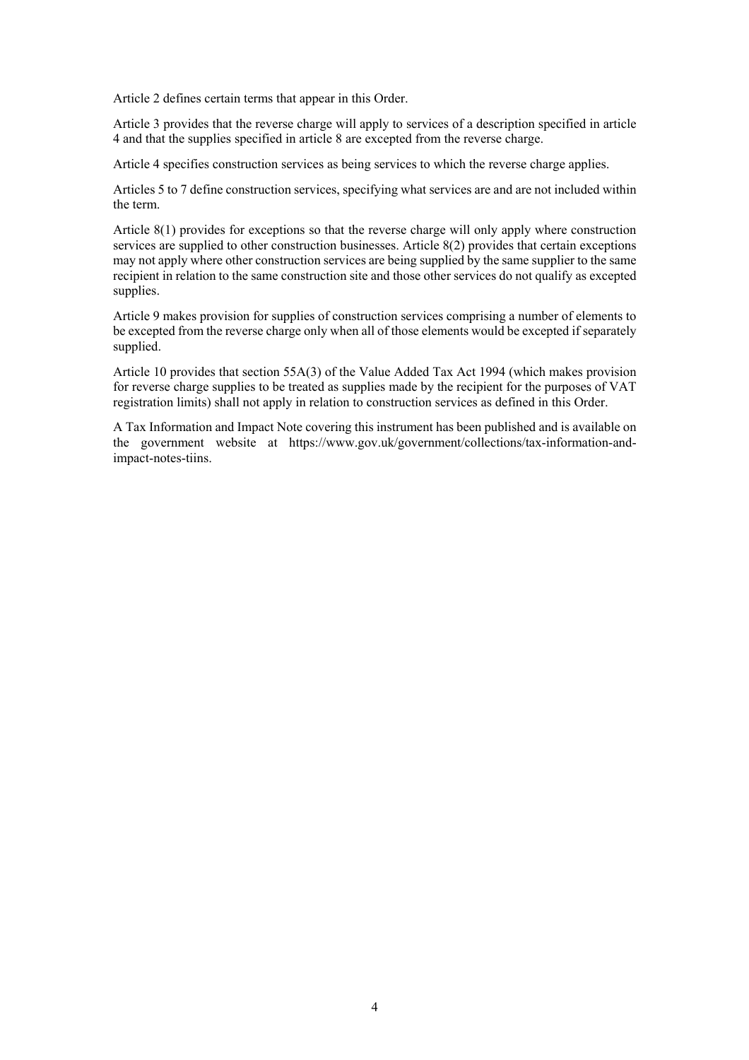Article 2 defines certain terms that appear in this Order.

Article 3 provides that the reverse charge will apply to services of a description specified in article 4 and that the supplies specified in article 8 are excepted from the reverse charge.

Article 4 specifies construction services as being services to which the reverse charge applies.

Articles 5 to 7 define construction services, specifying what services are and are not included within the term.

Article 8(1) provides for exceptions so that the reverse charge will only apply where construction services are supplied to other construction businesses. Article 8(2) provides that certain exceptions may not apply where other construction services are being supplied by the same supplier to the same recipient in relation to the same construction site and those other services do not qualify as excepted supplies.

Article 9 makes provision for supplies of construction services comprising a number of elements to be excepted from the reverse charge only when all of those elements would be excepted if separately supplied.

Article 10 provides that section 55A(3) of the Value Added Tax Act 1994 (which makes provision for reverse charge supplies to be treated as supplies made by the recipient for the purposes of VAT registration limits) shall not apply in relation to construction services as defined in this Order.

A Tax Information and Impact Note covering this instrument has been published and is available on the government website at https://www.gov.uk/government/collections/tax-information-and-impact-notes-tiins.